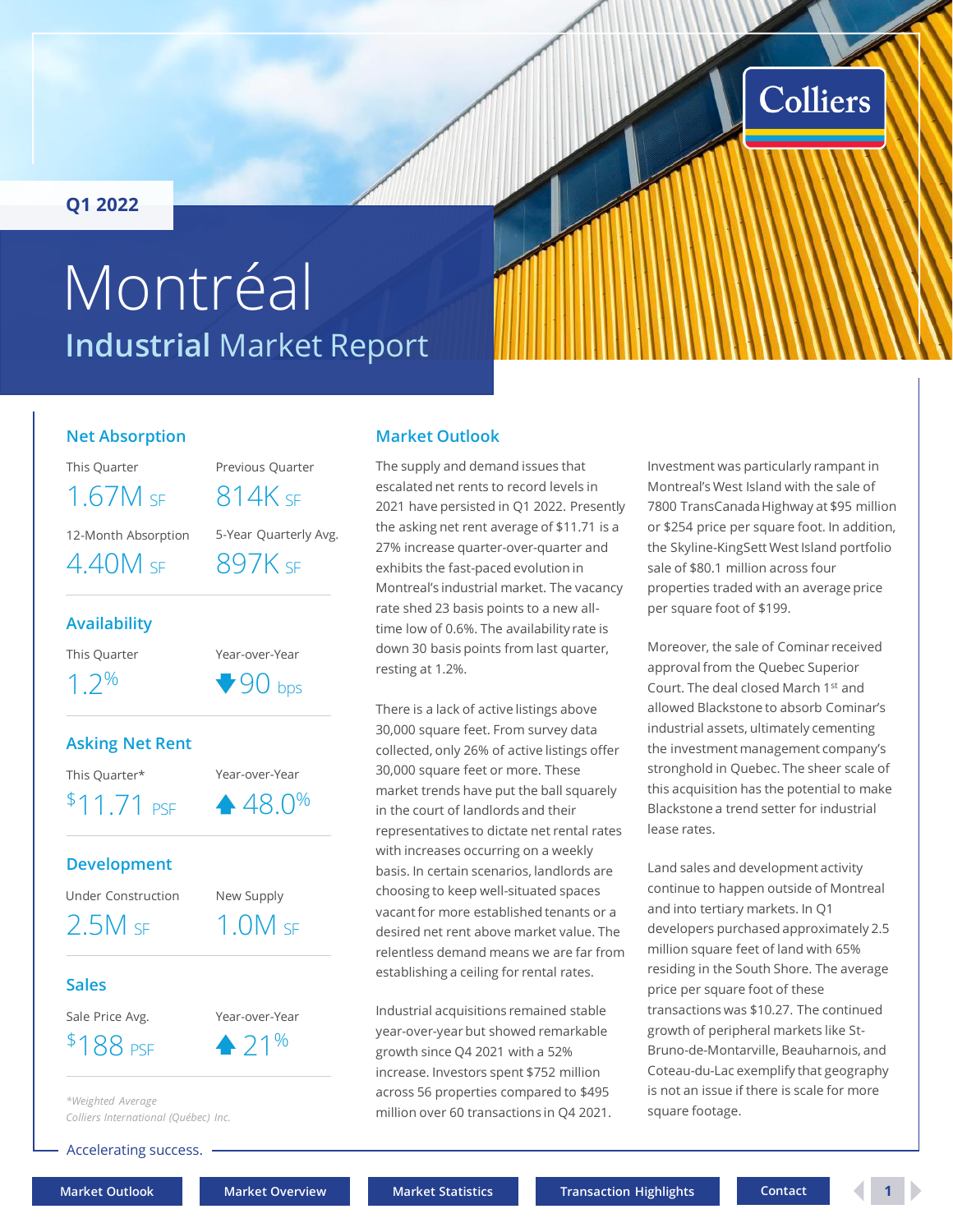Q1 2022

# Montréal
## Industrial Market Report

### Net Absorption

| This Quarter | Previous Quarter |
|---|---|
| 1.67M SF | 814K SF |

| 12-Month Absorption | 5-Year Quarterly Avg. |
|---|---|
| 4.40M SF | 897K SF |

### Availability

| This Quarter | Year-over-Year |
|---|---|
| 1.2% | ▼ 90 bps |

### Asking Net Rent

| This Quarter* | Year-over-Year |
|---|---|
| $11.71 PSF | ▲ 48.0% |

### Development

| Under Construction | New Supply |
|---|---|
| 2.5M SF | 1.0M SF |

### Sales

| Sale Price Avg. | Year-over-Year |
|---|---|
| $188 PSF | ▲ 21% |

*\*Weighted Average*
*Colliers International (Québec) Inc.*

## Market Outlook

The supply and demand issues that escalated net rents to record levels in 2021 have persisted in Q1 2022. Presently the asking net rent average of $11.71 is a 27% increase quarter-over-quarter and exhibits the fast-paced evolution in Montreal's industrial market. The vacancy rate shed 23 basis points to a new all-time low of 0.6%. The availability rate is down 30 basis points from last quarter, resting at 1.2%.

There is a lack of active listings above 30,000 square feet. From survey data collected, only 26% of active listings offer 30,000 square feet or more. These market trends have put the ball squarely in the court of landlords and their representatives to dictate net rental rates with increases occurring on a weekly basis. In certain scenarios, landlords are choosing to keep well-situated spaces vacant for more established tenants or a desired net rent above market value. The relentless demand means we are far from establishing a ceiling for rental rates.

Industrial acquisitions remained stable year-over-year but showed remarkable growth since Q4 2021 with a 52% increase. Investors spent $752 million across 56 properties compared to $495 million over 60 transactions in Q4 2021.

Investment was particularly rampant in Montreal's West Island with the sale of 7800 TransCanada Highway at $95 million or $254 price per square foot. In addition, the Skyline-KingSett West Island portfolio sale of $80.1 million across four properties traded with an average price per square foot of $199.

Moreover, the sale of Cominar received approval from the Quebec Superior Court. The deal closed March 1st and allowed Blackstone to absorb Cominar's industrial assets, ultimately cementing the investment management company's stronghold in Quebec. The sheer scale of this acquisition has the potential to make Blackstone a trend setter for industrial lease rates.

Land sales and development activity continue to happen outside of Montreal and into tertiary markets. In Q1 developers purchased approximately 2.5 million square feet of land with 65% residing in the South Shore. The average price per square foot of these transactions was $10.27. The continued growth of peripheral markets like St-Bruno-de-Montarville, Beauharnois, and Coteau-du-Lac exemplify that geography is not an issue if there is scale for more square footage.

Accelerating success.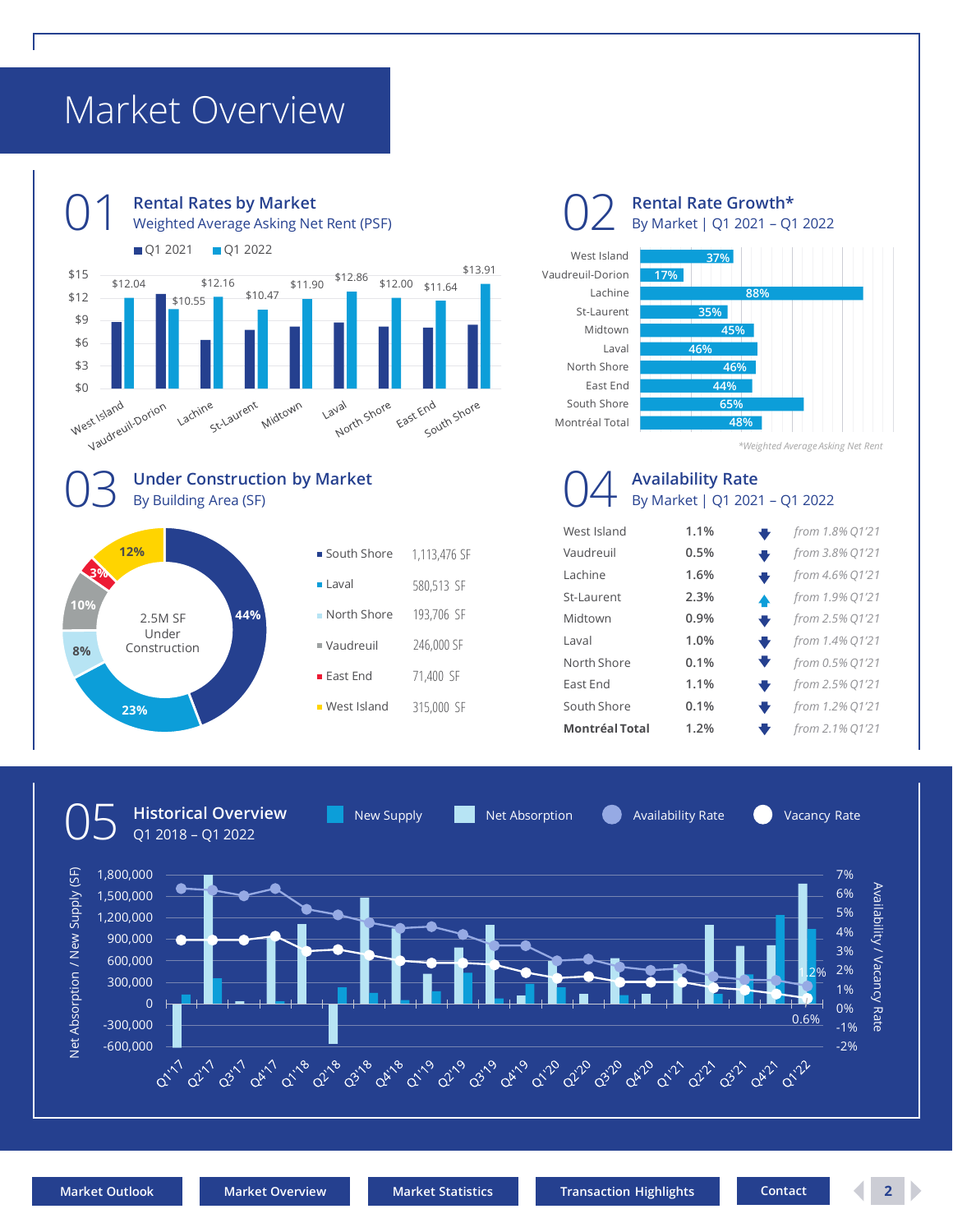# Market Overview

## 01 Rental Rates by Market
Weighted Average Asking Net Rent (PSF)

| Market | Q1 2021 | Q1 2022 |
|---|---|---|
| West Island | | $12.04 |
| Vaudreuil-Dorion | $12.16 | $10.55 |
| Lachine | | $12.16 |
| St-Laurent | | $10.47 |
| Midtown | | $11.90 |
| Laval | | $12.86 |
| North Shore | | $12.00 |
| East End | | $11.64 |
| South Shore | | $13.91 |

## 02 Rental Rate Growth*
By Market | Q1 2021 – Q1 2022

| Market | Growth |
|---|---|
| West Island | 37% |
| Vaudreuil-Dorion | 17% |
| Lachine | 88% |
| St-Laurent | 35% |
| Midtown | 45% |
| Laval | 46% |
| North Shore | 46% |
| East End | 44% |
| South Shore | 65% |
| Montréal Total | 48% |

*Weighted Average Asking Net Rent*

## 03 Under Construction by Market
By Building Area (SF)

2.5M SF Under Construction

| Market | SF | Share |
|---|---|---|
| South Shore | 1,113,476 SF | 44% |
| Laval | 580,513 SF | 23% |
| North Shore | 193,706 SF | 8% |
| Vaudreuil | 246,000 SF | 10% |
| East End | 71,400 SF | 3% |
| West Island | 315,000 SF | 12% |

## 04 Availability Rate
By Market | Q1 2021 – Q1 2022

| Market | Q1 2022 | Change | Q1 2021 |
|---|---|---|---|
| West Island | 1.1% | ↓ | *from 1.8% Q1'21* |
| Vaudreuil | 0.5% | ↓ | *from 3.8% Q1'21* |
| Lachine | 1.6% | ↓ | *from 4.6% Q1'21* |
| St-Laurent | 2.3% | ↑ | *from 1.9% Q1'21* |
| Midtown | 0.9% | ↓ | *from 2.5% Q1'21* |
| Laval | 1.0% | ↓ | *from 1.4% Q1'21* |
| North Shore | 0.1% | ↓ | *from 0.5% Q1'21* |
| East End | 1.1% | ↓ | *from 2.5% Q1'21* |
| South Shore | 0.1% | ↓ | *from 1.2% Q1'21* |
| **Montréal Total** | 1.2% | ↓ | *from 2.1% Q1'21* |

## 05 Historical Overview
Q1 2018 – Q1 2022

New Supply | Net Absorption | Availability Rate | Vacancy Rate

Net Absorption / New Supply (SF): 1,800,000; 1,500,000; 1,200,000; 900,000; 600,000; 300,000; 0; -300,000; -600,000

Availability / Vacancy Rate: 7%; 6%; 5%; 4%; 3%; 2%; 1%; 0%; -1%; -2%

Q1'17, Q2'17, Q3'17, Q4'17, Q1'18, Q2'18, Q3'18, Q4'18, Q1'19, Q2'19, Q3'19, Q4'19, Q1'20, Q2'20, Q3'20, Q4'20, Q1'21, Q2'21, Q3'21, Q4'21, Q1'22

Q1'22: Availability Rate 1.2%; Vacancy Rate 0.6%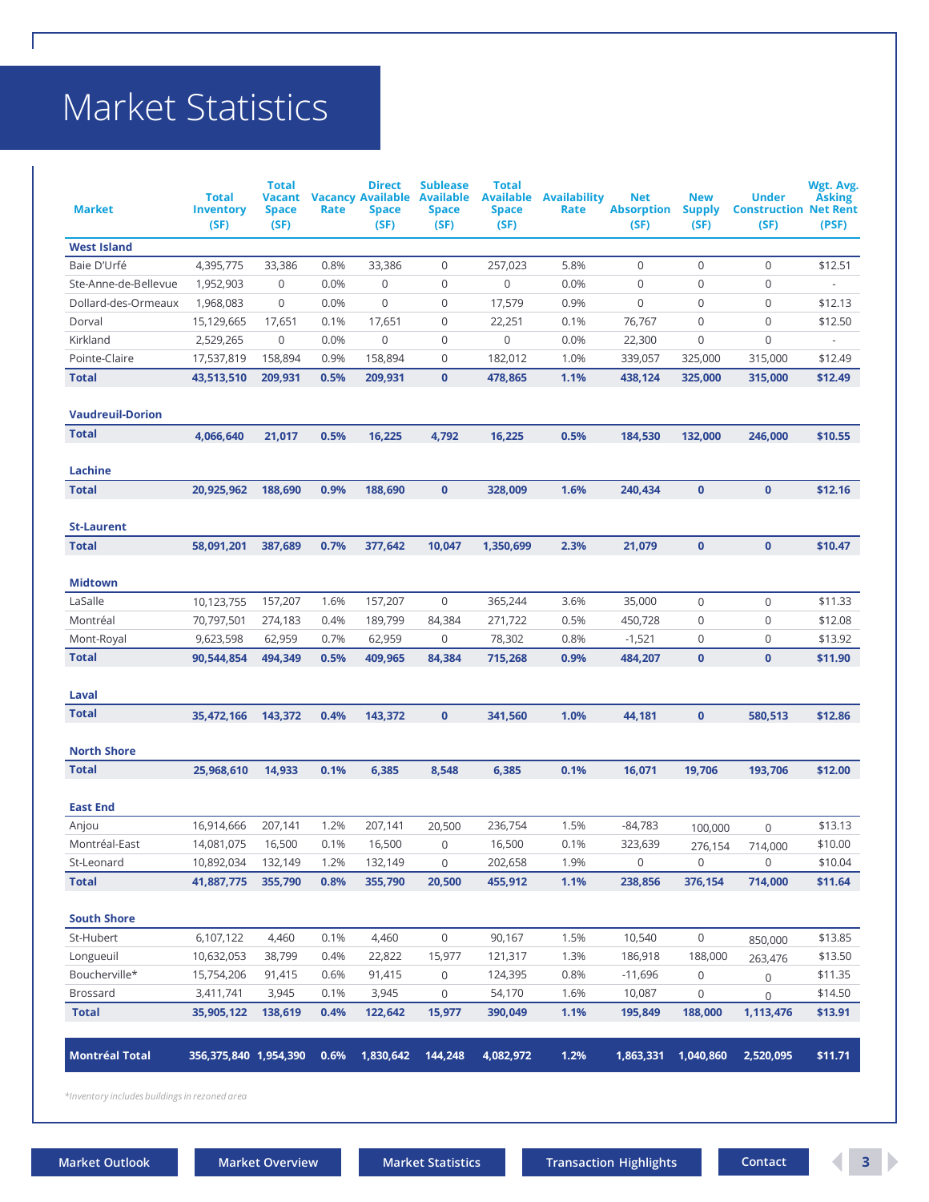# Market Statistics

| Market | Total Inventory (SF) | Total Vacant Space (SF) | Vacancy Rate | Direct Available Space (SF) | Sublease Available Space (SF) | Total Available Space (SF) | Availability Rate | Net Absorption (SF) | New Supply (SF) | Under Construction (SF) | Wgt. Avg. Asking Net Rent (PSF) |
|---|---|---|---|---|---|---|---|---|---|---|---|
| **West Island** | | | | | | | | | | | |
| Baie D'Urfé | 4,395,775 | 33,386 | 0.8% | 33,386 | 0 | 257,023 | 5.8% | 0 | 0 | 0 | $12.51 |
| Ste-Anne-de-Bellevue | 1,952,903 | 0 | 0.0% | 0 | 0 | 0 | 0.0% | 0 | 0 | 0 | - |
| Dollard-des-Ormeaux | 1,968,083 | 0 | 0.0% | 0 | 0 | 17,579 | 0.9% | 0 | 0 | 0 | $12.13 |
| Dorval | 15,129,665 | 17,651 | 0.1% | 17,651 | 0 | 22,251 | 0.1% | 76,767 | 0 | 0 | $12.50 |
| Kirkland | 2,529,265 | 0 | 0.0% | 0 | 0 | 0 | 0.0% | 22,300 | 0 | 0 | - |
| Pointe-Claire | 17,537,819 | 158,894 | 0.9% | 158,894 | 0 | 182,012 | 1.0% | 339,057 | 325,000 | 315,000 | $12.49 |
| **Total** | **43,513,510** | **209,931** | **0.5%** | **209,931** | **0** | **478,865** | **1.1%** | **438,124** | **325,000** | **315,000** | **$12.49** |
| **Vaudreuil-Dorion** | | | | | | | | | | | |
| **Total** | **4,066,640** | **21,017** | **0.5%** | **16,225** | **4,792** | **16,225** | **0.5%** | **184,530** | **132,000** | **246,000** | **$10.55** |
| **Lachine** | | | | | | | | | | | |
| **Total** | **20,925,962** | **188,690** | **0.9%** | **188,690** | **0** | **328,009** | **1.6%** | **240,434** | **0** | **0** | **$12.16** |
| **St-Laurent** | | | | | | | | | | | |
| **Total** | **58,091,201** | **387,689** | **0.7%** | **377,642** | **10,047** | **1,350,699** | **2.3%** | **21,079** | **0** | **0** | **$10.47** |
| **Midtown** | | | | | | | | | | | |
| LaSalle | 10,123,755 | 157,207 | 1.6% | 157,207 | 0 | 365,244 | 3.6% | 35,000 | 0 | 0 | $11.33 |
| Montréal | 70,797,501 | 274,183 | 0.4% | 189,799 | 84,384 | 271,722 | 0.5% | 450,728 | 0 | 0 | $12.08 |
| Mont-Royal | 9,623,598 | 62,959 | 0.7% | 62,959 | 0 | 78,302 | 0.8% | -1,521 | 0 | 0 | $13.92 |
| **Total** | **90,544,854** | **494,349** | **0.5%** | **409,965** | **84,384** | **715,268** | **0.9%** | **484,207** | **0** | **0** | **$11.90** |
| **Laval** | | | | | | | | | | | |
| **Total** | **35,472,166** | **143,372** | **0.4%** | **143,372** | **0** | **341,560** | **1.0%** | **44,181** | **0** | **580,513** | **$12.86** |
| **North Shore** | | | | | | | | | | | |
| **Total** | **25,968,610** | **14,933** | **0.1%** | **6,385** | **8,548** | **6,385** | **0.1%** | **16,071** | **19,706** | **193,706** | **$12.00** |
| **East End** | | | | | | | | | | | |
| Anjou | 16,914,666 | 207,141 | 1.2% | 207,141 | 20,500 | 236,754 | 1.5% | -84,783 | 100,000 | 0 | $13.13 |
| Montréal-East | 14,081,075 | 16,500 | 0.1% | 16,500 | 0 | 16,500 | 0.1% | 323,639 | 276,154 | 714,000 | $10.00 |
| St-Leonard | 10,892,034 | 132,149 | 1.2% | 132,149 | 0 | 202,658 | 1.9% | 0 | 0 | 0 | $10.04 |
| **Total** | **41,887,775** | **355,790** | **0.8%** | **355,790** | **20,500** | **455,912** | **1.1%** | **238,856** | **376,154** | **714,000** | **$11.64** |
| **South Shore** | | | | | | | | | | | |
| St-Hubert | 6,107,122 | 4,460 | 0.1% | 4,460 | 0 | 90,167 | 1.5% | 10,540 | 0 | 850,000 | $13.85 |
| Longueuil | 10,632,053 | 38,799 | 0.4% | 22,822 | 15,977 | 121,317 | 1.3% | 186,918 | 188,000 | 263,476 | $13.50 |
| Boucherville* | 15,754,206 | 91,415 | 0.6% | 91,415 | 0 | 124,395 | 0.8% | -11,696 | 0 | 0 | $11.35 |
| Brossard | 3,411,741 | 3,945 | 0.1% | 3,945 | 0 | 54,170 | 1.6% | 10,087 | 0 | 0 | $14.50 |
| **Total** | **35,905,122** | **138,619** | **0.4%** | **122,642** | **15,977** | **390,049** | **1.1%** | **195,849** | **188,000** | **1,113,476** | **$13.91** |
| **Montréal Total** | **356,375,840** | **1,954,390** | **0.6%** | **1,830,642** | **144,248** | **4,082,972** | **1.2%** | **1,863,331** | **1,040,860** | **2,520,095** | **$11.71** |

*\*Inventory includes buildings in rezoned area*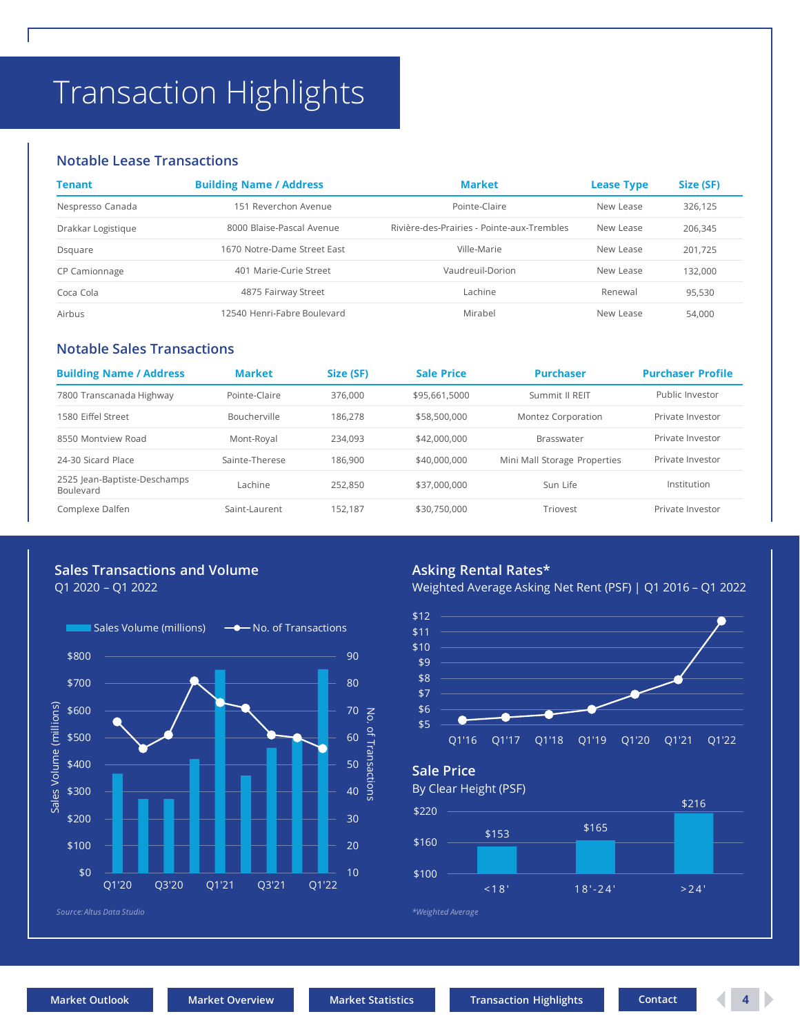# Transaction Highlights

## Notable Lease Transactions

| Tenant | Building Name / Address | Market | Lease Type | Size (SF) |
|---|---|---|---|---|
| Nespresso Canada | 151 Reverchon Avenue | Pointe-Claire | New Lease | 326,125 |
| Drakkar Logistique | 8000 Blaise-Pascal Avenue | Rivière-des-Prairies - Pointe-aux-Trembles | New Lease | 206,345 |
| Dsquare | 1670 Notre-Dame Street East | Ville-Marie | New Lease | 201,725 |
| CP Camionnage | 401 Marie-Curie Street | Vaudreuil-Dorion | New Lease | 132,000 |
| Coca Cola | 4875 Fairway Street | Lachine | Renewal | 95,530 |
| Airbus | 12540 Henri-Fabre Boulevard | Mirabel | New Lease | 54,000 |

## Notable Sales Transactions

| Building Name / Address | Market | Size (SF) | Sale Price | Purchaser | Purchaser Profile |
|---|---|---|---|---|---|
| 7800 Transcanada Highway | Pointe-Claire | 376,000 | $95,661,5000 | Summit II REIT | Public Investor |
| 1580 Eiffel Street | Boucherville | 186,278 | $58,500,000 | Montez Corporation | Private Investor |
| 8550 Montview Road | Mont-Royal | 234,093 | $42,000,000 | Brasswater | Private Investor |
| 24-30 Sicard Place | Sainte-Therese | 186,900 | $40,000,000 | Mini Mall Storage Properties | Private Investor |
| 2525 Jean-Baptiste-Deschamps Boulevard | Lachine | 252,850 | $37,000,000 | Sun Life | Institution |
| Complexe Dalfen | Saint-Laurent | 152,187 | $30,750,000 | Triovest | Private Investor |

### Sales Transactions and Volume

Q1 2020 – Q1 2022

Sales Volume (millions) / No. of Transactions

*Source: Altus Data Studio*

### Asking Rental Rates*

Weighted Average Asking Net Rent (PSF) | Q1 2016 – Q1 2022

### Sale Price

By Clear Height (PSF)

| Clear Height | Sale Price (PSF) |
|---|---|
| <18' | $153 |
| 18'-24' | $165 |
| >24' | $216 |

*Weighted Average*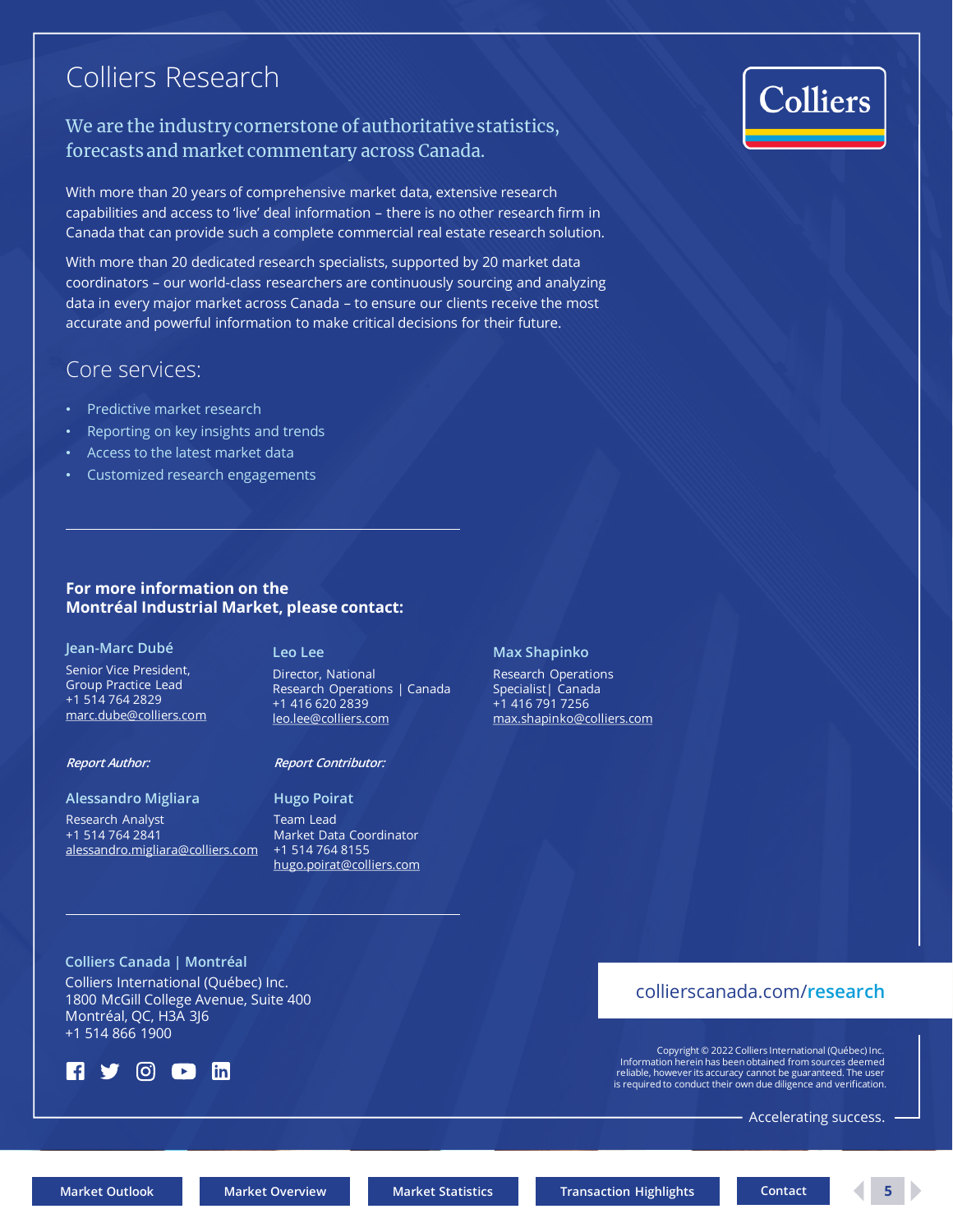# Colliers Research

We are the industry cornerstone of authoritative statistics, forecasts and market commentary across Canada.

With more than 20 years of comprehensive market data, extensive research capabilities and access to 'live' deal information – there is no other research firm in Canada that can provide such a complete commercial real estate research solution.

With more than 20 dedicated research specialists, supported by 20 market data coordinators – our world-class researchers are continuously sourcing and analyzing data in every major market across Canada – to ensure our clients receive the most accurate and powerful information to make critical decisions for their future.

## Core services:

- Predictive market research
- Reporting on key insights and trends
- Access to the latest market data
- Customized research engagements

**For more information on the Montréal Industrial Market, please contact:**

**Jean-Marc Dubé**
Senior Vice President, Group Practice Lead
+1 514 764 2829
marc.dube@colliers.com

**Leo Lee**
Director, National Research Operations | Canada
+1 416 620 2839
leo.lee@colliers.com

**Max Shapinko**
Research Operations Specialist| Canada
+1 416 791 7256
max.shapinko@colliers.com

*Report Author:*

**Alessandro Migliara**
Research Analyst
+1 514 764 2841
alessandro.migliara@colliers.com

*Report Contributor:*

**Hugo Poirat**
Team Lead
Market Data Coordinator
+1 514 764 8155
hugo.poirat@colliers.com

**Colliers Canada | Montréal**
Colliers International (Québec) Inc.
1800 McGill College Avenue, Suite 400
Montréal, QC, H3A 3J6
+1 514 866 1900

collierscanada.com/research

Copyright © 2022 Colliers International (Québec) Inc. Information herein has been obtained from sources deemed reliable, however its accuracy cannot be guaranteed. The user is required to conduct their own due diligence and verification.

Accelerating success.